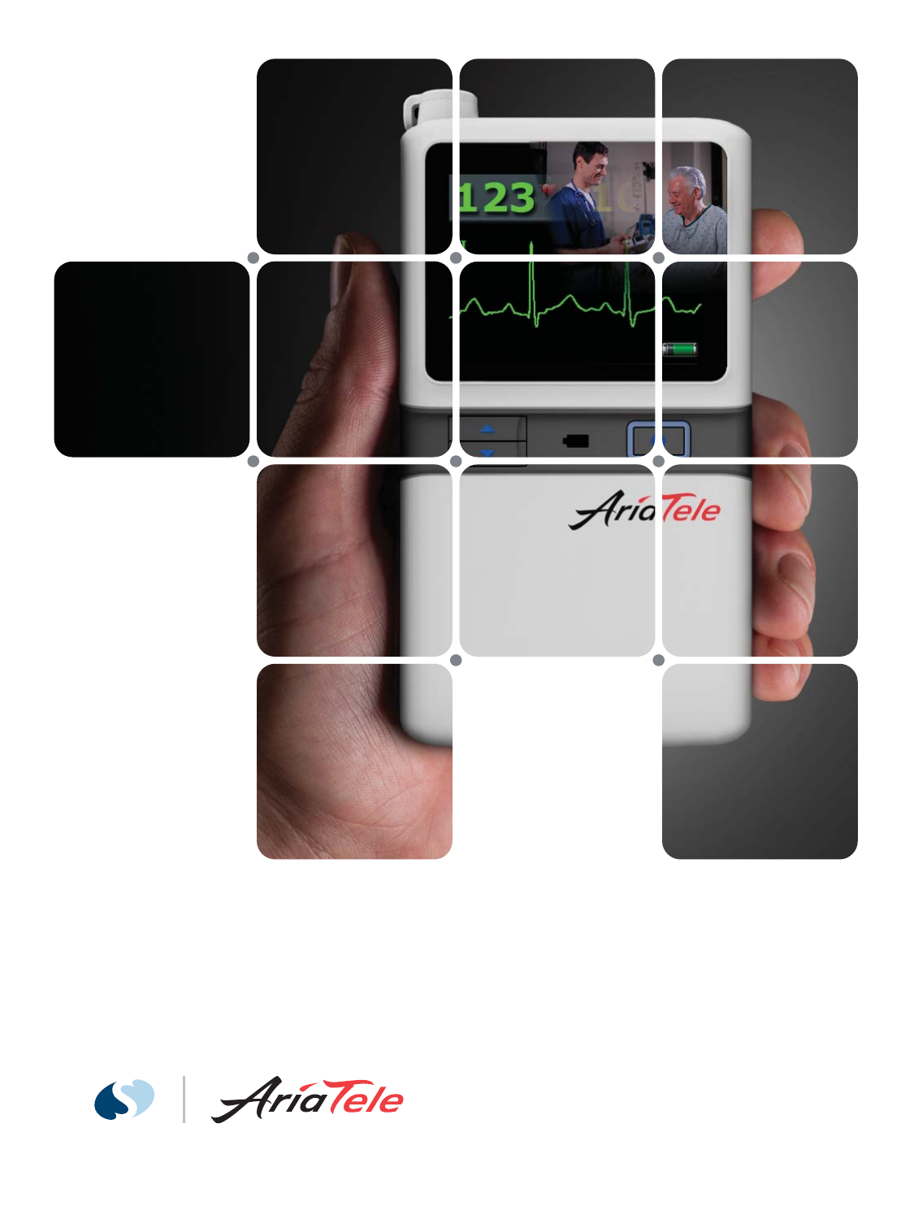AriaTele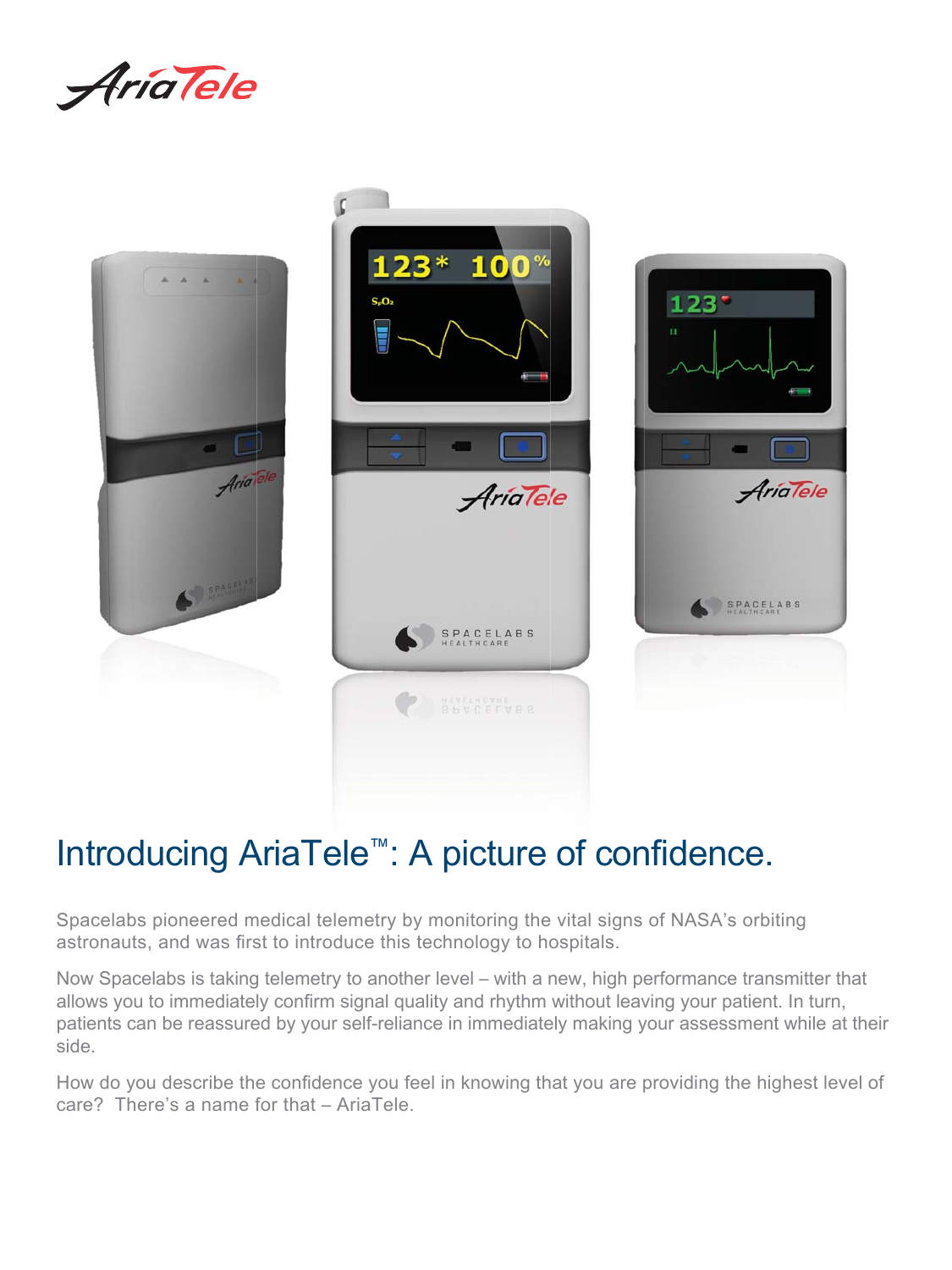AriaTele

# Introducing AriaTele™: A picture of confidence.

Spacelabs pioneered medical telemetry by monitoring the vital signs of NASA's orbiting astronauts, and was first to introduce this technology to hospitals.

Now Spacelabs is taking telemetry to another level – with a new, high performance transmitter that allows you to immediately confirm signal quality and rhythm without leaving your patient. In turn, patients can be reassured by your self-reliance in immediately making your assessment while at their side.

How do you describe the confidence you feel in knowing that you are providing the highest level of care? There's a name for that – AriaTele.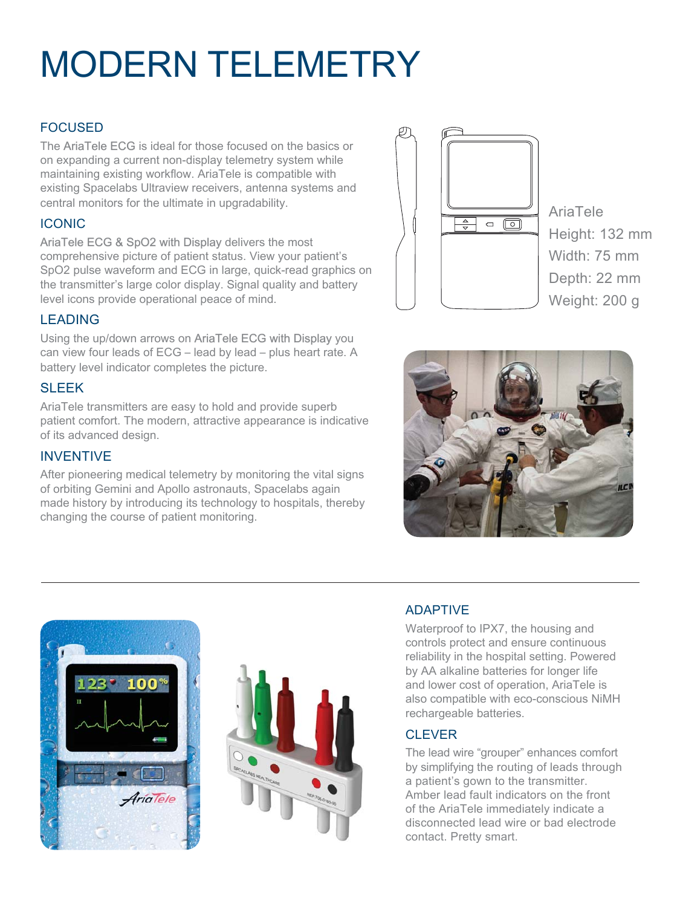# MODERN TELEMETRY

## FOCUSED

The AriaTele ECG is ideal for those focused on the basics or on expanding a current non-display telemetry system while maintaining existing workflow. AriaTele is compatible with existing Spacelabs Ultraview receivers, antenna systems and central monitors for the ultimate in upgradability.

## ICONIC

AriaTele ECG & SpO2 with Display delivers the most comprehensive picture of patient status. View your patient's SpO2 pulse waveform and ECG in large, quick-read graphics on the transmitter's large color display. Signal quality and battery level icons provide operational peace of mind.

## LEADING

Using the up/down arrows on AriaTele ECG with Display you can view four leads of ECG – lead by lead – plus heart rate. A battery level indicator completes the picture.

## SLEEK

AriaTele transmitters are easy to hold and provide superb patient comfort. The modern, attractive appearance is indicative of its advanced design.

## INVENTIVE

After pioneering medical telemetry by monitoring the vital signs of orbiting Gemini and Apollo astronauts, Spacelabs again made history by introducing its technology to hospitals, thereby changing the course of patient monitoring.

AriaTele
Height: 132 mm
Width: 75 mm
Depth: 22 mm
Weight: 200 g

## ADAPTIVE

Waterproof to IPX7, the housing and controls protect and ensure continuous reliability in the hospital setting. Powered by AA alkaline batteries for longer life and lower cost of operation, AriaTele is also compatible with eco-conscious NiMH rechargeable batteries.

## CLEVER

The lead wire "grouper" enhances comfort by simplifying the routing of leads through a patient's gown to the transmitter. Amber lead fault indicators on the front of the AriaTele immediately indicate a disconnected lead wire or bad electrode contact. Pretty smart.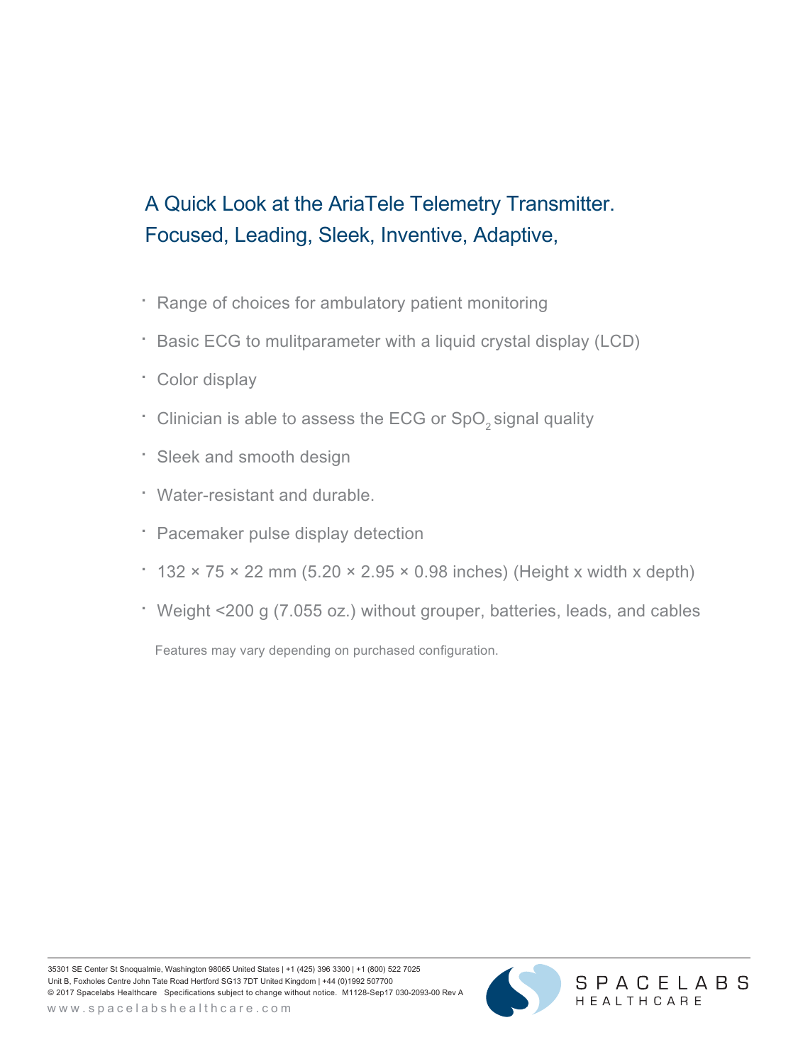## A Quick Look at the AriaTele Telemetry Transmitter.
## Focused, Leading, Sleek, Inventive, Adaptive,

- Range of choices for ambulatory patient monitoring
- Basic ECG to mulitparameter with a liquid crystal display (LCD)
- Color display
- Clinician is able to assess the ECG or $SpO_2$ signal quality
- Sleek and smooth design
- Water-resistant and durable.
- Pacemaker pulse display detection
- 132 × 75 × 22 mm (5.20 × 2.95 × 0.98 inches) (Height x width x depth)
- Weight <200 g (7.055 oz.) without grouper, batteries, leads, and cables

Features may vary depending on purchased configuration.

35301 SE Center St Snoqualmie, Washington 98065 United States | +1 (425) 396 3300 | +1 (800) 522 7025
Unit B, Foxholes Centre John Tate Road Hertford SG13 7DT United Kingdom | +44 (0)1992 507700
© 2017 Spacelabs Healthcare Specifications subject to change without notice. M1128-Sep17 030-2093-00 Rev A
www.spacelabshealthcare.com

SPACELABS HEALTHCARE